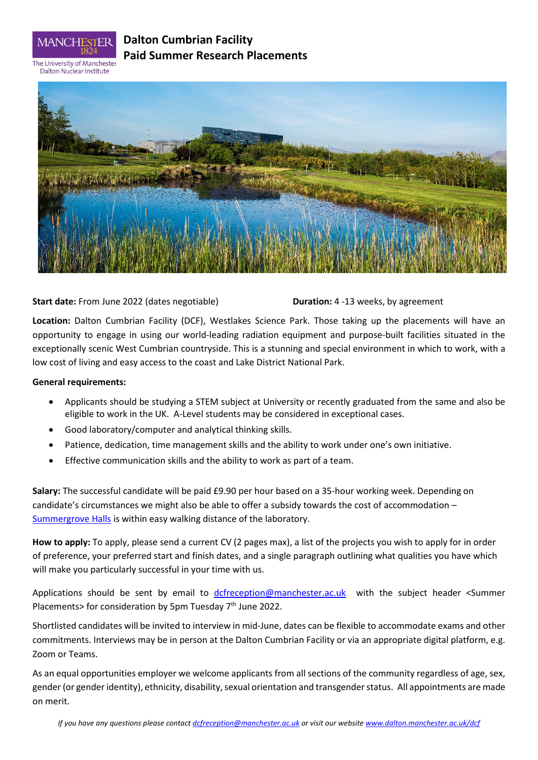# Dalton Cumbrian Facility
# Paid Summer Research Placements

**Start date:** From June 2022 (dates negotiable)

**Duration:** 4 -13 weeks, by agreement

**Location:** Dalton Cumbrian Facility (DCF), Westlakes Science Park. Those taking up the placements will have an opportunity to engage in using our world-leading radiation equipment and purpose-built facilities situated in the exceptionally scenic West Cumbrian countryside. This is a stunning and special environment in which to work, with a low cost of living and easy access to the coast and Lake District National Park.

**General requirements:**

- Applicants should be studying a STEM subject at University or recently graduated from the same and also be eligible to work in the UK. A-Level students may be considered in exceptional cases.
- Good laboratory/computer and analytical thinking skills.
- Patience, dedication, time management skills and the ability to work under one's own initiative.
- Effective communication skills and the ability to work as part of a team.

**Salary:** The successful candidate will be paid £9.90 per hour based on a 35-hour working week. Depending on candidate's circumstances we might also be able to offer a subsidy towards the cost of accommodation – Summergrove Halls is within easy walking distance of the laboratory.

**How to apply:** To apply, please send a current CV (2 pages max), a list of the projects you wish to apply for in order of preference, your preferred start and finish dates, and a single paragraph outlining what qualities you have which will make you particularly successful in your time with us.

Applications should be sent by email to dcfreception@manchester.ac.uk with the subject header <Summer Placements> for consideration by 5pm Tuesday 7th June 2022.

Shortlisted candidates will be invited to interview in mid-June, dates can be flexible to accommodate exams and other commitments. Interviews may be in person at the Dalton Cumbrian Facility or via an appropriate digital platform, e.g. Zoom or Teams.

As an equal opportunities employer we welcome applicants from all sections of the community regardless of age, sex, gender (or gender identity), ethnicity, disability, sexual orientation and transgender status. All appointments are made on merit.

*If you have any questions please contact dcfreception@manchester.ac.uk or visit our website www.dalton.manchester.ac.uk/dcf*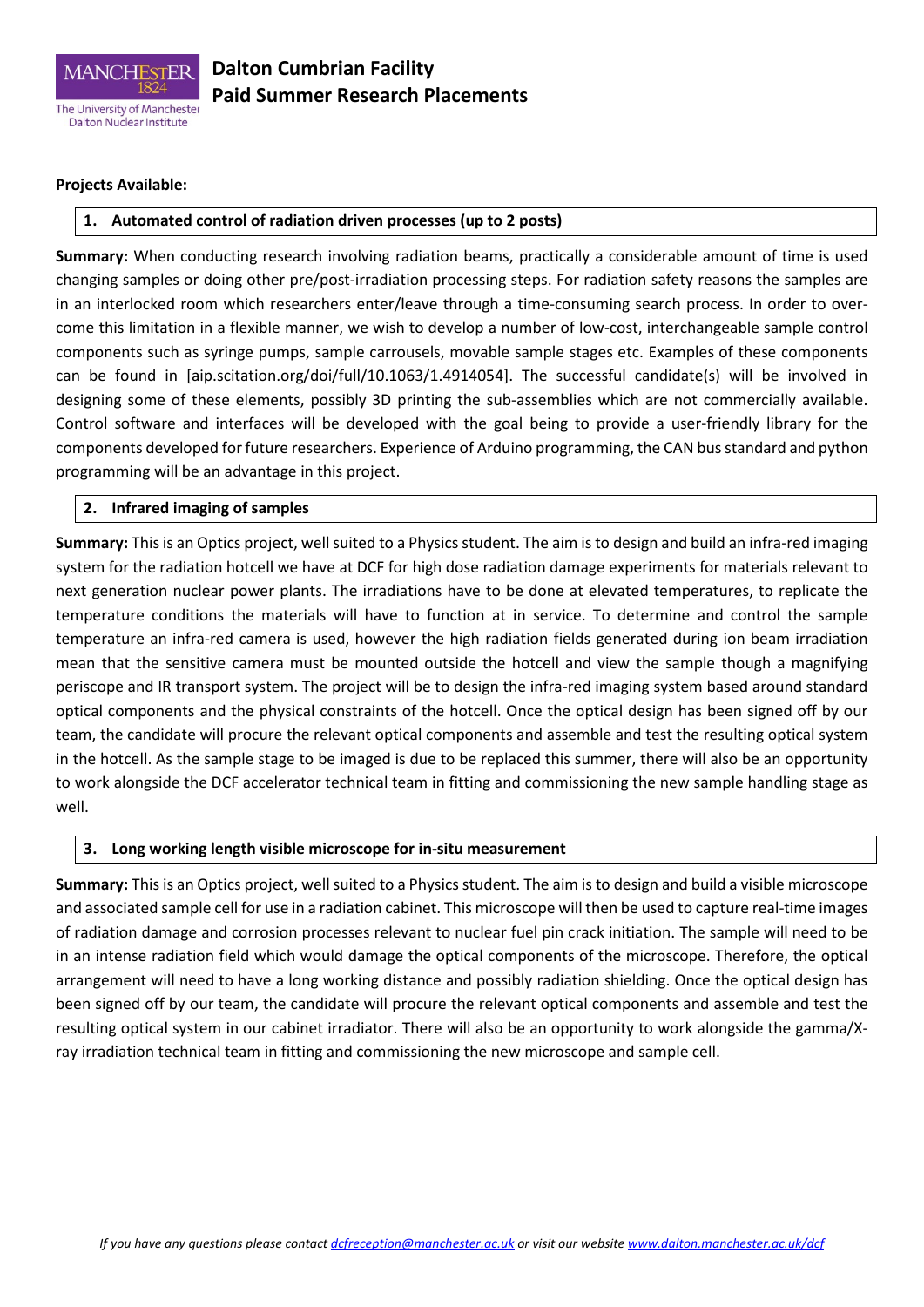**Dalton Cumbrian Facility**
**Paid Summer Research Placements**

**Projects Available:**

### 1. Automated control of radiation driven processes (up to 2 posts)

**Summary:** When conducting research involving radiation beams, practically a considerable amount of time is used changing samples or doing other pre/post-irradiation processing steps. For radiation safety reasons the samples are in an interlocked room which researchers enter/leave through a time-consuming search process. In order to over-come this limitation in a flexible manner, we wish to develop a number of low-cost, interchangeable sample control components such as syringe pumps, sample carrousels, movable sample stages etc. Examples of these components can be found in [aip.scitation.org/doi/full/10.1063/1.4914054]. The successful candidate(s) will be involved in designing some of these elements, possibly 3D printing the sub-assemblies which are not commercially available. Control software and interfaces will be developed with the goal being to provide a user-friendly library for the components developed for future researchers. Experience of Arduino programming, the CAN bus standard and python programming will be an advantage in this project.

### 2. Infrared imaging of samples

**Summary:** This is an Optics project, well suited to a Physics student. The aim is to design and build an infra-red imaging system for the radiation hotcell we have at DCF for high dose radiation damage experiments for materials relevant to next generation nuclear power plants. The irradiations have to be done at elevated temperatures, to replicate the temperature conditions the materials will have to function at in service. To determine and control the sample temperature an infra-red camera is used, however the high radiation fields generated during ion beam irradiation mean that the sensitive camera must be mounted outside the hotcell and view the sample though a magnifying periscope and IR transport system. The project will be to design the infra-red imaging system based around standard optical components and the physical constraints of the hotcell. Once the optical design has been signed off by our team, the candidate will procure the relevant optical components and assemble and test the resulting optical system in the hotcell. As the sample stage to be imaged is due to be replaced this summer, there will also be an opportunity to work alongside the DCF accelerator technical team in fitting and commissioning the new sample handling stage as well.

### 3. Long working length visible microscope for in-situ measurement

**Summary:** This is an Optics project, well suited to a Physics student. The aim is to design and build a visible microscope and associated sample cell for use in a radiation cabinet. This microscope will then be used to capture real-time images of radiation damage and corrosion processes relevant to nuclear fuel pin crack initiation. The sample will need to be in an intense radiation field which would damage the optical components of the microscope. Therefore, the optical arrangement will need to have a long working distance and possibly radiation shielding. Once the optical design has been signed off by our team, the candidate will procure the relevant optical components and assemble and test the resulting optical system in our cabinet irradiator. There will also be an opportunity to work alongside the gamma/X-ray irradiation technical team in fitting and commissioning the new microscope and sample cell.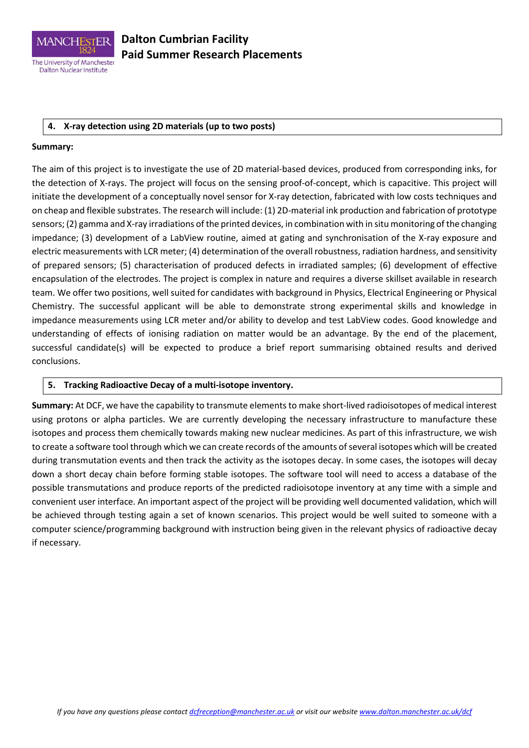## 4. X-ray detection using 2D materials (up to two posts)

**Summary:**

The aim of this project is to investigate the use of 2D material-based devices, produced from corresponding inks, for the detection of X-rays. The project will focus on the sensing proof-of-concept, which is capacitive. This project will initiate the development of a conceptually novel sensor for X-ray detection, fabricated with low costs techniques and on cheap and flexible substrates. The research will include: (1) 2D-material ink production and fabrication of prototype sensors; (2) gamma and X-ray irradiations of the printed devices, in combination with in situ monitoring of the changing impedance; (3) development of a LabView routine, aimed at gating and synchronisation of the X-ray exposure and electric measurements with LCR meter; (4) determination of the overall robustness, radiation hardness, and sensitivity of prepared sensors; (5) characterisation of produced defects in irradiated samples; (6) development of effective encapsulation of the electrodes. The project is complex in nature and requires a diverse skillset available in research team. We offer two positions, well suited for candidates with background in Physics, Electrical Engineering or Physical Chemistry. The successful applicant will be able to demonstrate strong experimental skills and knowledge in impedance measurements using LCR meter and/or ability to develop and test LabView codes. Good knowledge and understanding of effects of ionising radiation on matter would be an advantage. By the end of the placement, successful candidate(s) will be expected to produce a brief report summarising obtained results and derived conclusions.

## 5. Tracking Radioactive Decay of a multi-isotope inventory.

**Summary:** At DCF, we have the capability to transmute elements to make short-lived radioisotopes of medical interest using protons or alpha particles. We are currently developing the necessary infrastructure to manufacture these isotopes and process them chemically towards making new nuclear medicines. As part of this infrastructure, we wish to create a software tool through which we can create records of the amounts of several isotopes which will be created during transmutation events and then track the activity as the isotopes decay. In some cases, the isotopes will decay down a short decay chain before forming stable isotopes. The software tool will need to access a database of the possible transmutations and produce reports of the predicted radioisotope inventory at any time with a simple and convenient user interface. An important aspect of the project will be providing well documented validation, which will be achieved through testing again a set of known scenarios. This project would be well suited to someone with a computer science/programming background with instruction being given in the relevant physics of radioactive decay if necessary.